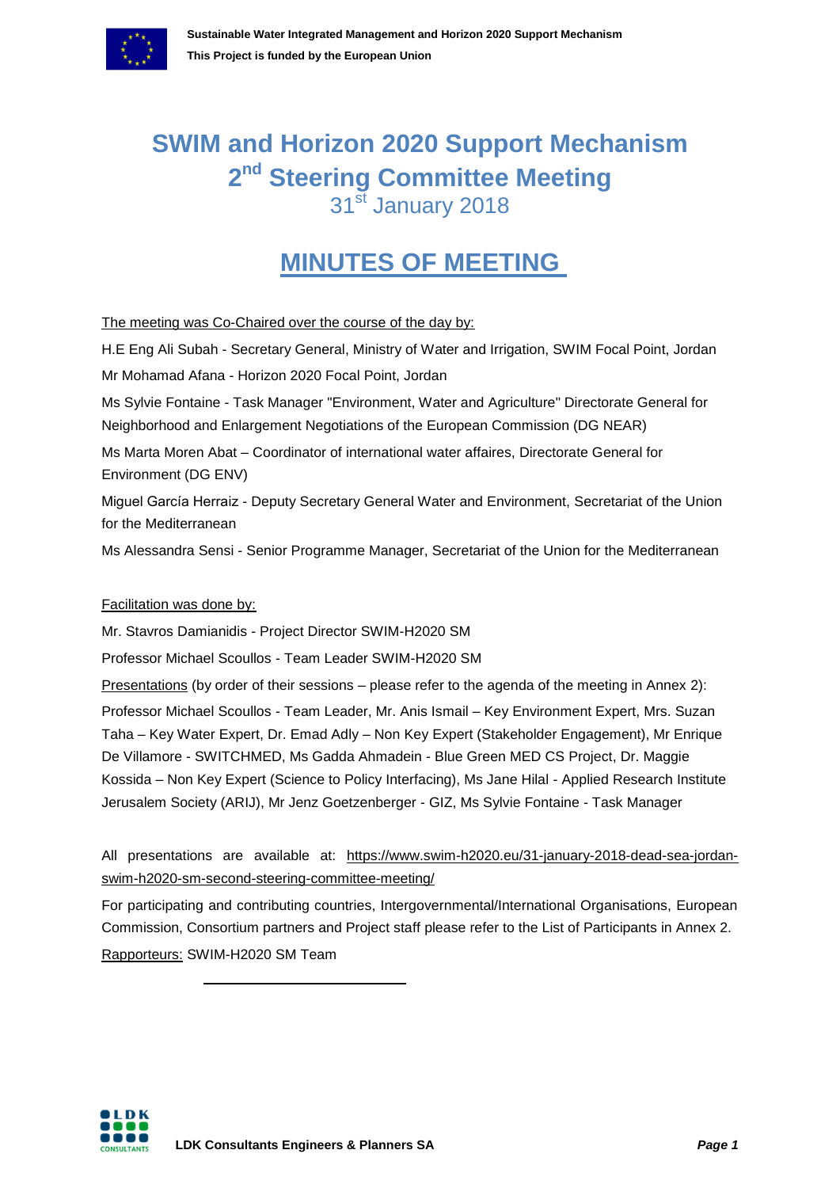# SWIM and Horizon 2020 Support Mechanism
# 2nd Steering Committee Meeting

31st January 2018

## MINUTES OF MEETING

The meeting was Co-Chaired over the course of the day by:

H.E Eng Ali Subah - Secretary General, Ministry of Water and Irrigation, SWIM Focal Point, Jordan

Mr Mohamad Afana - Horizon 2020 Focal Point, Jordan

Ms Sylvie Fontaine - Task Manager "Environment, Water and Agriculture" Directorate General for Neighborhood and Enlargement Negotiations of the European Commission (DG NEAR)

Ms Marta Moren Abat – Coordinator of international water affaires, Directorate General for Environment (DG ENV)

Miguel García Herraiz - Deputy Secretary General Water and Environment, Secretariat of the Union for the Mediterranean

Ms Alessandra Sensi - Senior Programme Manager, Secretariat of the Union for the Mediterranean

Facilitation was done by:

Mr. Stavros Damianidis - Project Director SWIM-H2020 SM

Professor Michael Scoullos - Team Leader SWIM-H2020 SM

Presentations (by order of their sessions – please refer to the agenda of the meeting in Annex 2):
Professor Michael Scoullos - Team Leader, Mr. Anis Ismail – Key Environment Expert, Mrs. Suzan Taha – Key Water Expert, Dr. Emad Adly – Non Key Expert (Stakeholder Engagement), Mr Enrique De Villamore - SWITCHMED, Ms Gadda Ahmadein - Blue Green MED CS Project, Dr. Maggie Kossida – Non Key Expert (Science to Policy Interfacing), Ms Jane Hilal - Applied Research Institute Jerusalem Society (ARIJ), Mr Jenz Goetzenberger - GIZ, Ms Sylvie Fontaine - Task Manager

All presentations are available at: https://www.swim-h2020.eu/31-january-2018-dead-sea-jordan-swim-h2020-sm-second-steering-committee-meeting/

For participating and contributing countries, Intergovernmental/International Organisations, European Commission, Consortium partners and Project staff please refer to the List of Participants in Annex 2.

Rapporteurs: SWIM-H2020 SM Team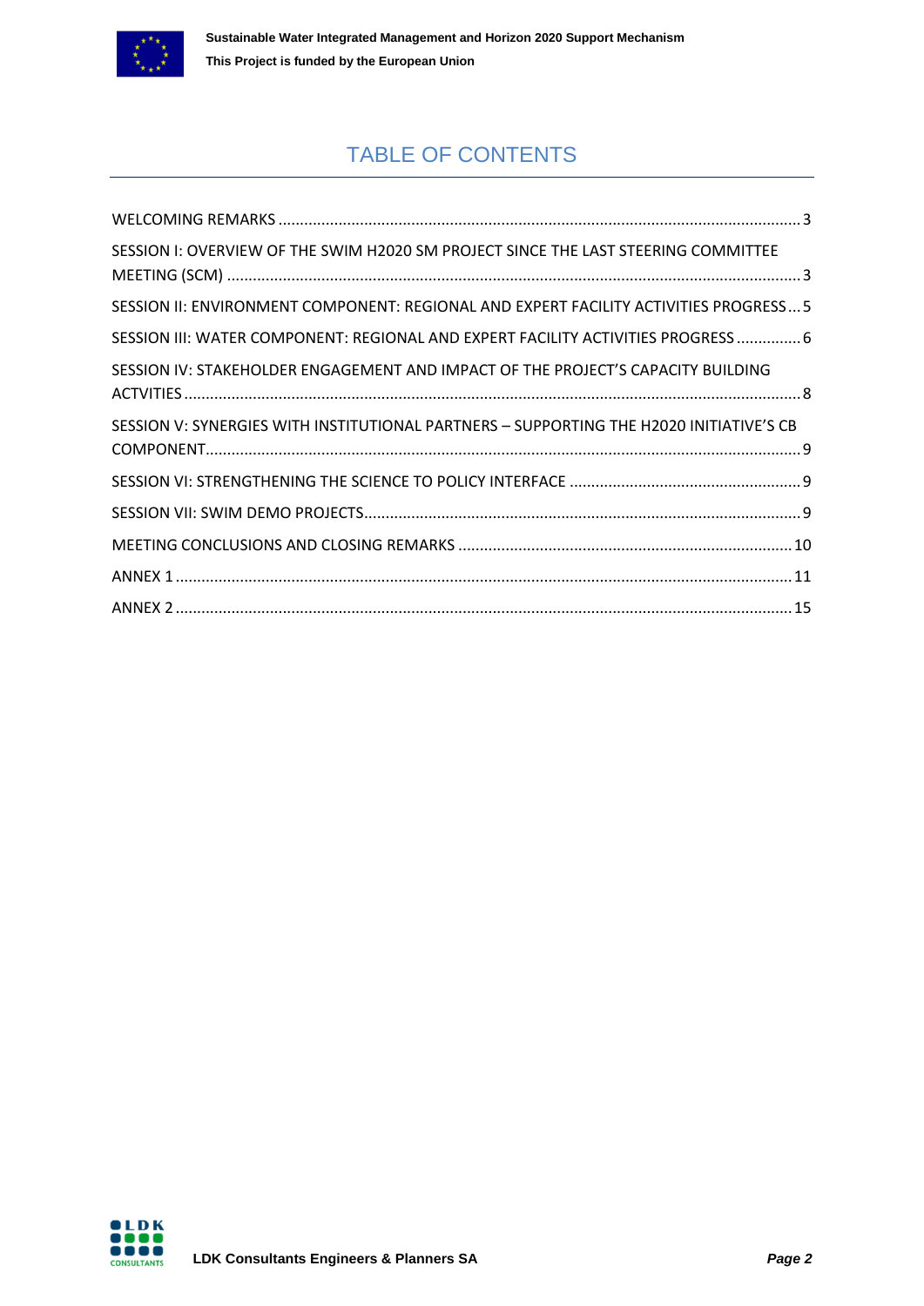# TABLE OF CONTENTS

WELCOMING REMARKS ........................................................................................................................ 3

SESSION I: OVERVIEW OF THE SWIM H2020 SM PROJECT SINCE THE LAST STEERING COMMITTEE MEETING (SCM) .................................................................................................................................... 3

SESSION II: ENVIRONMENT COMPONENT: REGIONAL AND EXPERT FACILITY ACTIVITIES PROGRESS ... 5

SESSION III: WATER COMPONENT: REGIONAL AND EXPERT FACILITY ACTIVITIES PROGRESS ............... 6

SESSION IV: STAKEHOLDER ENGAGEMENT AND IMPACT OF THE PROJECT'S CAPACITY BUILDING ACTVITIES ............................................................................................................................................. 8

SESSION V: SYNERGIES WITH INSTITUTIONAL PARTNERS – SUPPORTING THE H2020 INITIATIVE'S CB COMPONENT......................................................................................................................................... 9

SESSION VI: STRENGTHENING THE SCIENCE TO POLICY INTERFACE ...................................................... 9

SESSION VII: SWIM DEMO PROJECTS..................................................................................................... 9

MEETING CONCLUSIONS AND CLOSING REMARKS ............................................................................. 10

ANNEX 1 .............................................................................................................................................. 11

ANNEX 2 .............................................................................................................................................. 15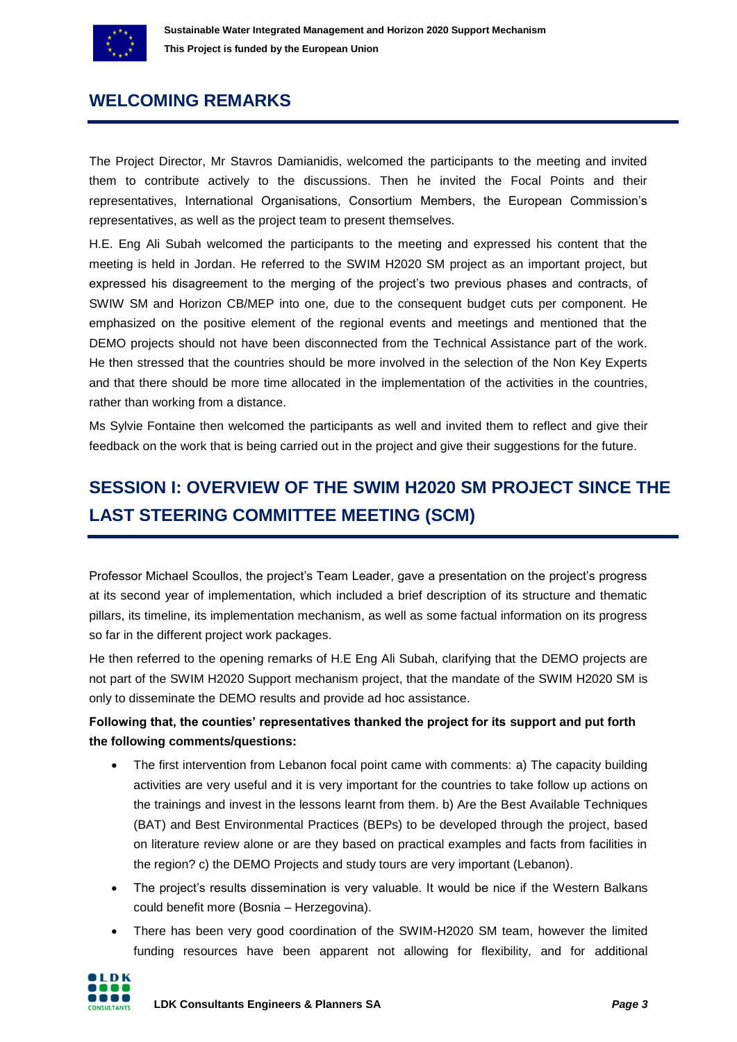## WELCOMING REMARKS

The Project Director, Mr Stavros Damianidis, welcomed the participants to the meeting and invited them to contribute actively to the discussions. Then he invited the Focal Points and their representatives, International Organisations, Consortium Members, the European Commission's representatives, as well as the project team to present themselves.

H.E. Eng Ali Subah welcomed the participants to the meeting and expressed his content that the meeting is held in Jordan. He referred to the SWIM H2020 SM project as an important project, but expressed his disagreement to the merging of the project's two previous phases and contracts, of SWIW SM and Horizon CB/MEP into one, due to the consequent budget cuts per component. He emphasized on the positive element of the regional events and meetings and mentioned that the DEMO projects should not have been disconnected from the Technical Assistance part of the work. He then stressed that the countries should be more involved in the selection of the Non Key Experts and that there should be more time allocated in the implementation of the activities in the countries, rather than working from a distance.

Ms Sylvie Fontaine then welcomed the participants as well and invited them to reflect and give their feedback on the work that is being carried out in the project and give their suggestions for the future.

## SESSION I: OVERVIEW OF THE SWIM H2020 SM PROJECT SINCE THE LAST STEERING COMMITTEE MEETING (SCM)

Professor Michael Scoullos, the project's Team Leader, gave a presentation on the project's progress at its second year of implementation, which included a brief description of its structure and thematic pillars, its timeline, its implementation mechanism, as well as some factual information on its progress so far in the different project work packages.

He then referred to the opening remarks of H.E Eng Ali Subah, clarifying that the DEMO projects are not part of the SWIM H2020 Support mechanism project, that the mandate of the SWIM H2020 SM is only to disseminate the DEMO results and provide ad hoc assistance.

**Following that, the counties' representatives thanked the project for its support and put forth the following comments/questions:**

- The first intervention from Lebanon focal point came with comments: a) The capacity building activities are very useful and it is very important for the countries to take follow up actions on the trainings and invest in the lessons learnt from them. b) Are the Best Available Techniques (BAT) and Best Environmental Practices (BEPs) to be developed through the project, based on literature review alone or are they based on practical examples and facts from facilities in the region? c) the DEMO Projects and study tours are very important (Lebanon).
- The project's results dissemination is very valuable. It would be nice if the Western Balkans could benefit more (Bosnia – Herzegovina).
- There has been very good coordination of the SWIM-H2020 SM team, however the limited funding resources have been apparent not allowing for flexibility, and for additional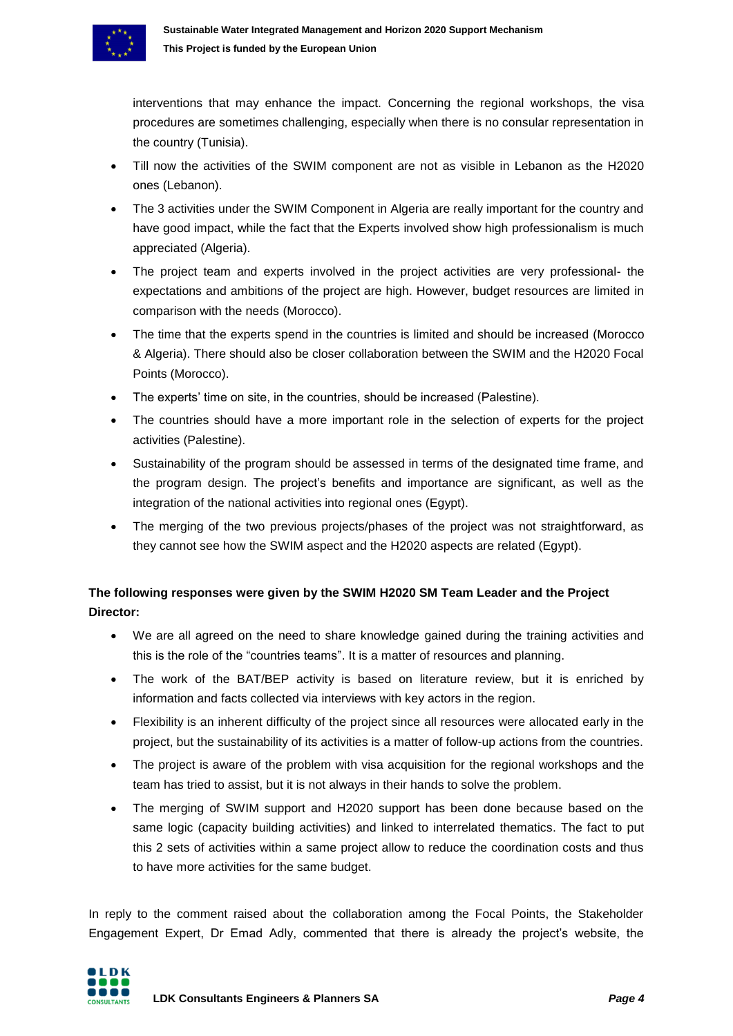interventions that may enhance the impact. Concerning the regional workshops, the visa procedures are sometimes challenging, especially when there is no consular representation in the country (Tunisia).

- Till now the activities of the SWIM component are not as visible in Lebanon as the H2020 ones (Lebanon).
- The 3 activities under the SWIM Component in Algeria are really important for the country and have good impact, while the fact that the Experts involved show high professionalism is much appreciated (Algeria).
- The project team and experts involved in the project activities are very professional- the expectations and ambitions of the project are high. However, budget resources are limited in comparison with the needs (Morocco).
- The time that the experts spend in the countries is limited and should be increased (Morocco & Algeria). There should also be closer collaboration between the SWIM and the H2020 Focal Points (Morocco).
- The experts' time on site, in the countries, should be increased (Palestine).
- The countries should have a more important role in the selection of experts for the project activities (Palestine).
- Sustainability of the program should be assessed in terms of the designated time frame, and the program design. The project's benefits and importance are significant, as well as the integration of the national activities into regional ones (Egypt).
- The merging of the two previous projects/phases of the project was not straightforward, as they cannot see how the SWIM aspect and the H2020 aspects are related (Egypt).

**The following responses were given by the SWIM H2020 SM Team Leader and the Project Director:**

- We are all agreed on the need to share knowledge gained during the training activities and this is the role of the "countries teams". It is a matter of resources and planning.
- The work of the BAT/BEP activity is based on literature review, but it is enriched by information and facts collected via interviews with key actors in the region.
- Flexibility is an inherent difficulty of the project since all resources were allocated early in the project, but the sustainability of its activities is a matter of follow-up actions from the countries.
- The project is aware of the problem with visa acquisition for the regional workshops and the team has tried to assist, but it is not always in their hands to solve the problem.
- The merging of SWIM support and H2020 support has been done because based on the same logic (capacity building activities) and linked to interrelated thematics. The fact to put this 2 sets of activities within a same project allow to reduce the coordination costs and thus to have more activities for the same budget.

In reply to the comment raised about the collaboration among the Focal Points, the Stakeholder Engagement Expert, Dr Emad Adly, commented that there is already the project's website, the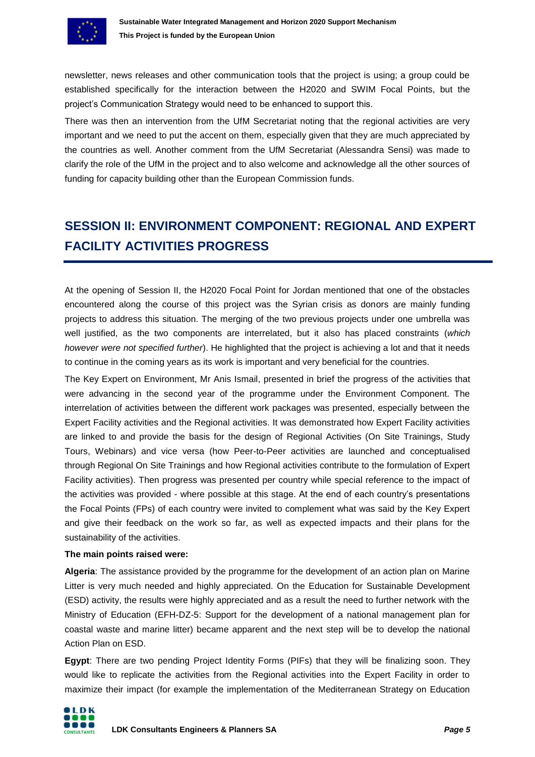newsletter, news releases and other communication tools that the project is using; a group could be established specifically for the interaction between the H2020 and SWIM Focal Points, but the project's Communication Strategy would need to be enhanced to support this.

There was then an intervention from the UfM Secretariat noting that the regional activities are very important and we need to put the accent on them, especially given that they are much appreciated by the countries as well. Another comment from the UfM Secretariat (Alessandra Sensi) was made to clarify the role of the UfM in the project and to also welcome and acknowledge all the other sources of funding for capacity building other than the European Commission funds.

# SESSION II: ENVIRONMENT COMPONENT: REGIONAL AND EXPERT FACILITY ACTIVITIES PROGRESS

At the opening of Session II, the H2020 Focal Point for Jordan mentioned that one of the obstacles encountered along the course of this project was the Syrian crisis as donors are mainly funding projects to address this situation. The merging of the two previous projects under one umbrella was well justified, as the two components are interrelated, but it also has placed constraints (*which however were not specified further*). He highlighted that the project is achieving a lot and that it needs to continue in the coming years as its work is important and very beneficial for the countries.

The Key Expert on Environment, Mr Anis Ismail, presented in brief the progress of the activities that were advancing in the second year of the programme under the Environment Component. The interrelation of activities between the different work packages was presented, especially between the Expert Facility activities and the Regional activities. It was demonstrated how Expert Facility activities are linked to and provide the basis for the design of Regional Activities (On Site Trainings, Study Tours, Webinars) and vice versa (how Peer-to-Peer activities are launched and conceptualised through Regional On Site Trainings and how Regional activities contribute to the formulation of Expert Facility activities). Then progress was presented per country while special reference to the impact of the activities was provided - where possible at this stage. At the end of each country's presentations the Focal Points (FPs) of each country were invited to complement what was said by the Key Expert and give their feedback on the work so far, as well as expected impacts and their plans for the sustainability of the activities.

**The main points raised were:**

**Algeria**: The assistance provided by the programme for the development of an action plan on Marine Litter is very much needed and highly appreciated. On the Education for Sustainable Development (ESD) activity, the results were highly appreciated and as a result the need to further network with the Ministry of Education (EFH-DZ-5: Support for the development of a national management plan for coastal waste and marine litter) became apparent and the next step will be to develop the national Action Plan on ESD.

**Egypt**: There are two pending Project Identity Forms (PIFs) that they will be finalizing soon. They would like to replicate the activities from the Regional activities into the Expert Facility in order to maximize their impact (for example the implementation of the Mediterranean Strategy on Education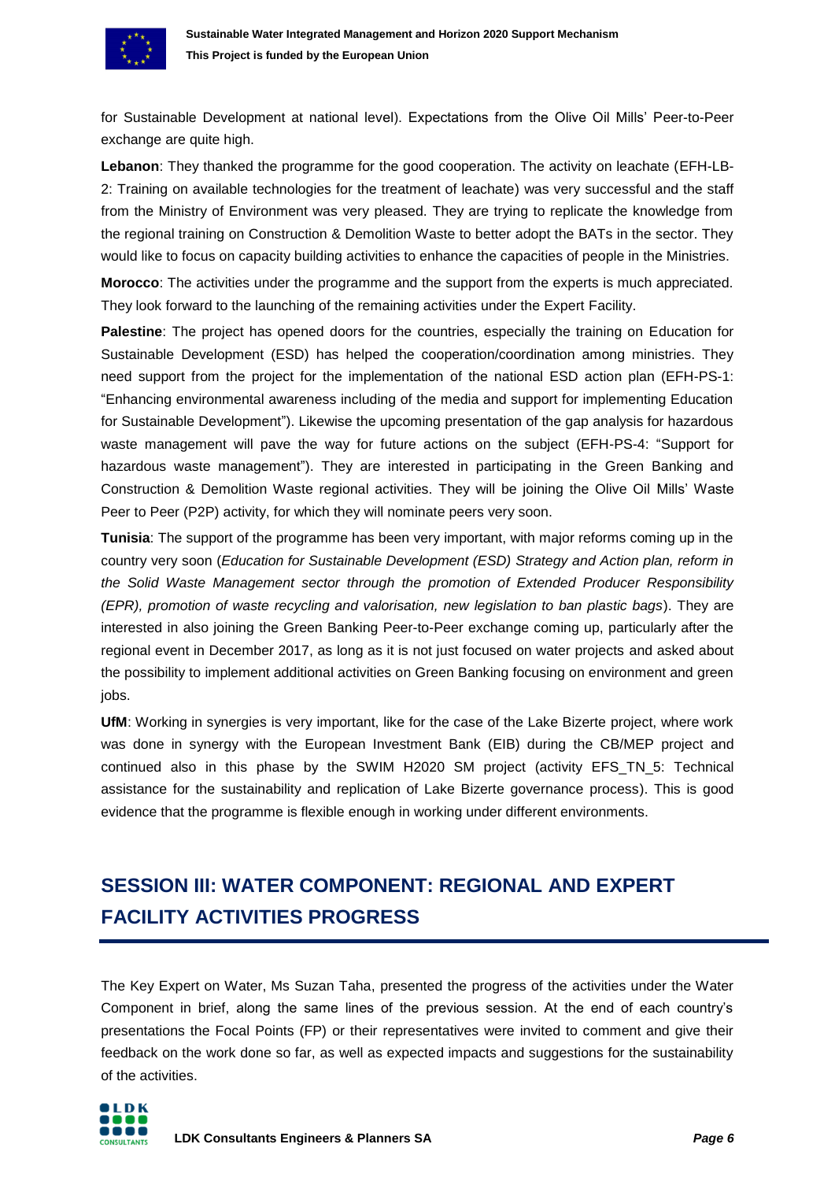for Sustainable Development at national level). Expectations from the Olive Oil Mills' Peer-to-Peer exchange are quite high.

**Lebanon**: They thanked the programme for the good cooperation. The activity on leachate (EFH-LB-2: Training on available technologies for the treatment of leachate) was very successful and the staff from the Ministry of Environment was very pleased. They are trying to replicate the knowledge from the regional training on Construction & Demolition Waste to better adopt the BATs in the sector. They would like to focus on capacity building activities to enhance the capacities of people in the Ministries.

**Morocco**: The activities under the programme and the support from the experts is much appreciated. They look forward to the launching of the remaining activities under the Expert Facility.

**Palestine**: The project has opened doors for the countries, especially the training on Education for Sustainable Development (ESD) has helped the cooperation/coordination among ministries. They need support from the project for the implementation of the national ESD action plan (EFH-PS-1: "Enhancing environmental awareness including of the media and support for implementing Education for Sustainable Development"). Likewise the upcoming presentation of the gap analysis for hazardous waste management will pave the way for future actions on the subject (EFH-PS-4: "Support for hazardous waste management"). They are interested in participating in the Green Banking and Construction & Demolition Waste regional activities. They will be joining the Olive Oil Mills' Waste Peer to Peer (P2P) activity, for which they will nominate peers very soon.

**Tunisia**: The support of the programme has been very important, with major reforms coming up in the country very soon (*Education for Sustainable Development (ESD) Strategy and Action plan, reform in the Solid Waste Management sector through the promotion of Extended Producer Responsibility (EPR), promotion of waste recycling and valorisation, new legislation to ban plastic bags*). They are interested in also joining the Green Banking Peer-to-Peer exchange coming up, particularly after the regional event in December 2017, as long as it is not just focused on water projects and asked about the possibility to implement additional activities on Green Banking focusing on environment and green jobs.

**UfM**: Working in synergies is very important, like for the case of the Lake Bizerte project, where work was done in synergy with the European Investment Bank (EIB) during the CB/MEP project and continued also in this phase by the SWIM H2020 SM project (activity EFS_TN_5: Technical assistance for the sustainability and replication of Lake Bizerte governance process). This is good evidence that the programme is flexible enough in working under different environments.

## SESSION III: WATER COMPONENT: REGIONAL AND EXPERT FACILITY ACTIVITIES PROGRESS

The Key Expert on Water, Ms Suzan Taha, presented the progress of the activities under the Water Component in brief, along the same lines of the previous session. At the end of each country's presentations the Focal Points (FP) or their representatives were invited to comment and give their feedback on the work done so far, as well as expected impacts and suggestions for the sustainability of the activities.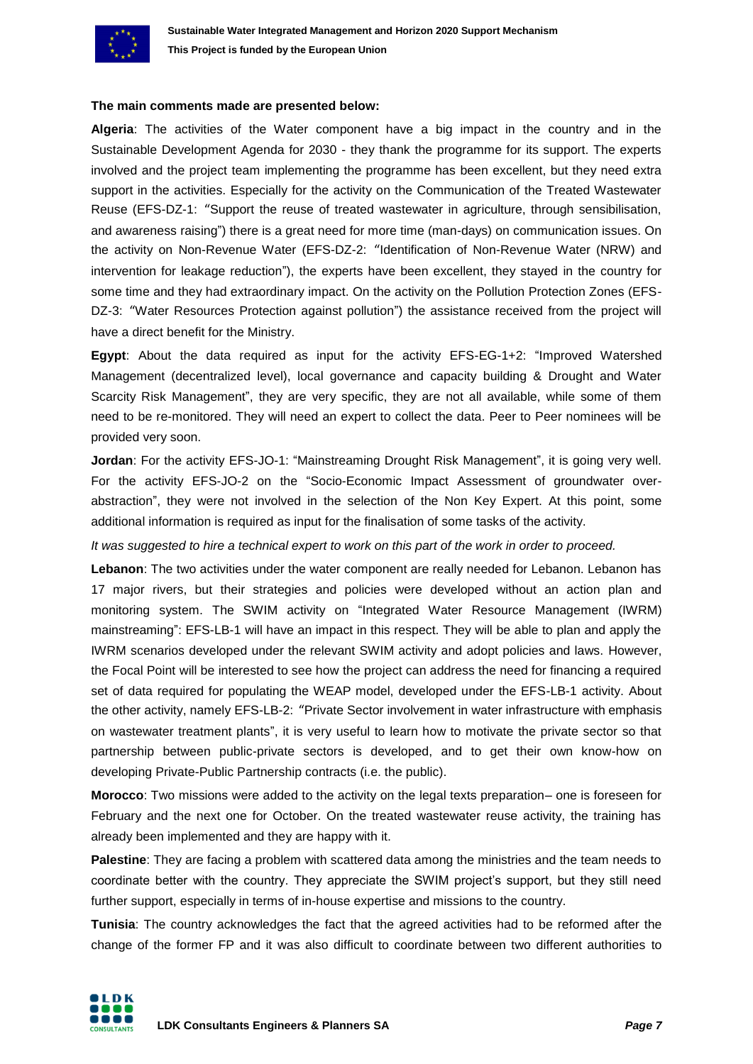**The main comments made are presented below:**

**Algeria**: The activities of the Water component have a big impact in the country and in the Sustainable Development Agenda for 2030 - they thank the programme for its support. The experts involved and the project team implementing the programme has been excellent, but they need extra support in the activities. Especially for the activity on the Communication of the Treated Wastewater Reuse (EFS-DZ-1: "Support the reuse of treated wastewater in agriculture, through sensibilisation, and awareness raising") there is a great need for more time (man-days) on communication issues. On the activity on Non-Revenue Water (EFS-DZ-2: "Identification of Non-Revenue Water (NRW) and intervention for leakage reduction"), the experts have been excellent, they stayed in the country for some time and they had extraordinary impact. On the activity on the Pollution Protection Zones (EFS-DZ-3: "Water Resources Protection against pollution") the assistance received from the project will have a direct benefit for the Ministry.

**Egypt**: About the data required as input for the activity EFS-EG-1+2: "Improved Watershed Management (decentralized level), local governance and capacity building & Drought and Water Scarcity Risk Management", they are very specific, they are not all available, while some of them need to be re-monitored. They will need an expert to collect the data. Peer to Peer nominees will be provided very soon.

**Jordan**: For the activity EFS-JO-1: "Mainstreaming Drought Risk Management", it is going very well. For the activity EFS-JO-2 on the "Socio-Economic Impact Assessment of groundwater over-abstraction", they were not involved in the selection of the Non Key Expert. At this point, some additional information is required as input for the finalisation of some tasks of the activity.

*It was suggested to hire a technical expert to work on this part of the work in order to proceed.*

**Lebanon**: The two activities under the water component are really needed for Lebanon. Lebanon has 17 major rivers, but their strategies and policies were developed without an action plan and monitoring system. The SWIM activity on "Integrated Water Resource Management (IWRM) mainstreaming": EFS-LB-1 will have an impact in this respect. They will be able to plan and apply the IWRM scenarios developed under the relevant SWIM activity and adopt policies and laws. However, the Focal Point will be interested to see how the project can address the need for financing a required set of data required for populating the WEAP model, developed under the EFS-LB-1 activity. About the other activity, namely EFS-LB-2: "Private Sector involvement in water infrastructure with emphasis on wastewater treatment plants", it is very useful to learn how to motivate the private sector so that partnership between public-private sectors is developed, and to get their own know-how on developing Private-Public Partnership contracts (i.e. the public).

**Morocco**: Two missions were added to the activity on the legal texts preparation– one is foreseen for February and the next one for October. On the treated wastewater reuse activity, the training has already been implemented and they are happy with it.

**Palestine**: They are facing a problem with scattered data among the ministries and the team needs to coordinate better with the country. They appreciate the SWIM project's support, but they still need further support, especially in terms of in-house expertise and missions to the country.

**Tunisia**: The country acknowledges the fact that the agreed activities had to be reformed after the change of the former FP and it was also difficult to coordinate between two different authorities to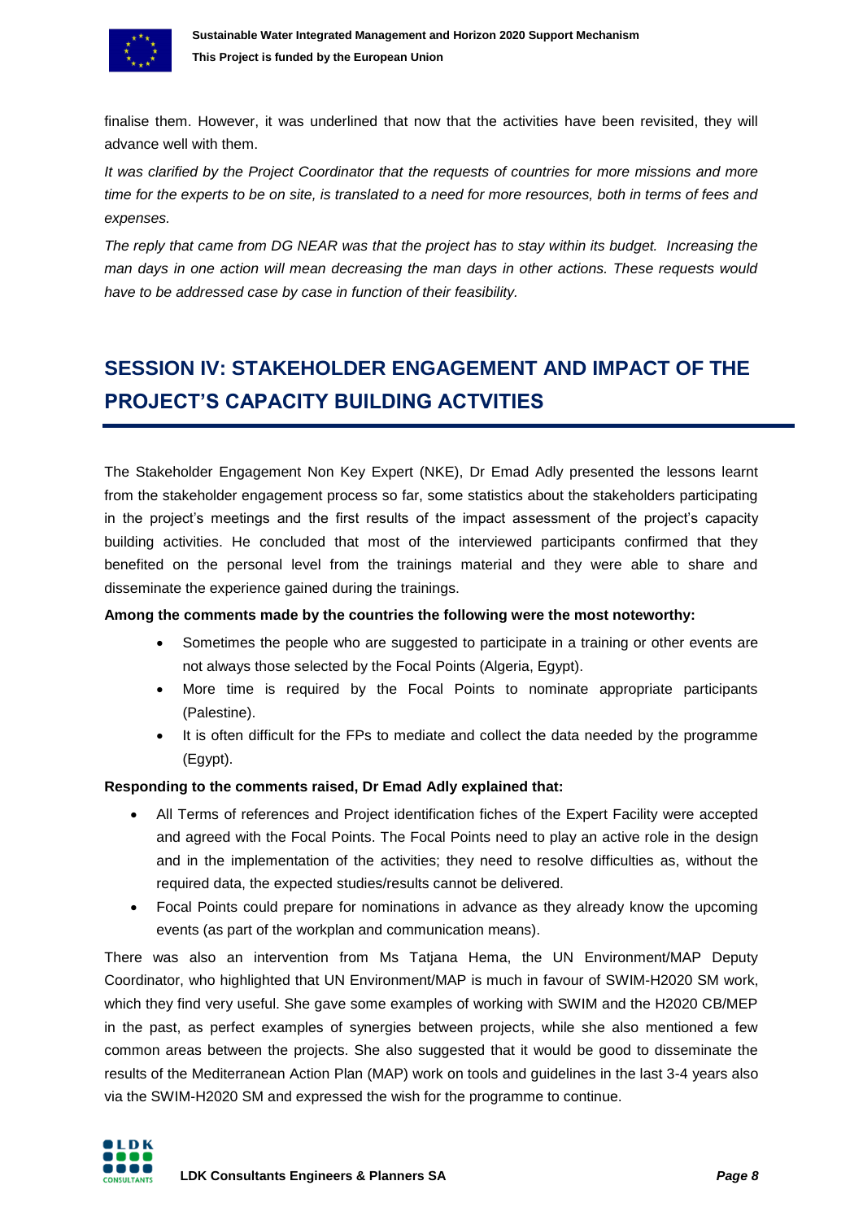finalise them. However, it was underlined that now that the activities have been revisited, they will advance well with them.

*It was clarified by the Project Coordinator that the requests of countries for more missions and more time for the experts to be on site, is translated to a need for more resources, both in terms of fees and expenses.*

*The reply that came from DG NEAR was that the project has to stay within its budget. Increasing the man days in one action will mean decreasing the man days in other actions. These requests would have to be addressed case by case in function of their feasibility.*

## SESSION IV: STAKEHOLDER ENGAGEMENT AND IMPACT OF THE PROJECT'S CAPACITY BUILDING ACTVITIES

The Stakeholder Engagement Non Key Expert (NKE), Dr Emad Adly presented the lessons learnt from the stakeholder engagement process so far, some statistics about the stakeholders participating in the project's meetings and the first results of the impact assessment of the project's capacity building activities. He concluded that most of the interviewed participants confirmed that they benefited on the personal level from the trainings material and they were able to share and disseminate the experience gained during the trainings.

**Among the comments made by the countries the following were the most noteworthy:**

- Sometimes the people who are suggested to participate in a training or other events are not always those selected by the Focal Points (Algeria, Egypt).
- More time is required by the Focal Points to nominate appropriate participants (Palestine).
- It is often difficult for the FPs to mediate and collect the data needed by the programme (Egypt).

**Responding to the comments raised, Dr Emad Adly explained that:**

- All Terms of references and Project identification fiches of the Expert Facility were accepted and agreed with the Focal Points. The Focal Points need to play an active role in the design and in the implementation of the activities; they need to resolve difficulties as, without the required data, the expected studies/results cannot be delivered.
- Focal Points could prepare for nominations in advance as they already know the upcoming events (as part of the workplan and communication means).

There was also an intervention from Ms Tatjana Hema, the UN Environment/MAP Deputy Coordinator, who highlighted that UN Environment/MAP is much in favour of SWIM-H2020 SM work, which they find very useful. She gave some examples of working with SWIM and the H2020 CB/MEP in the past, as perfect examples of synergies between projects, while she also mentioned a few common areas between the projects. She also suggested that it would be good to disseminate the results of the Mediterranean Action Plan (MAP) work on tools and guidelines in the last 3-4 years also via the SWIM-H2020 SM and expressed the wish for the programme to continue.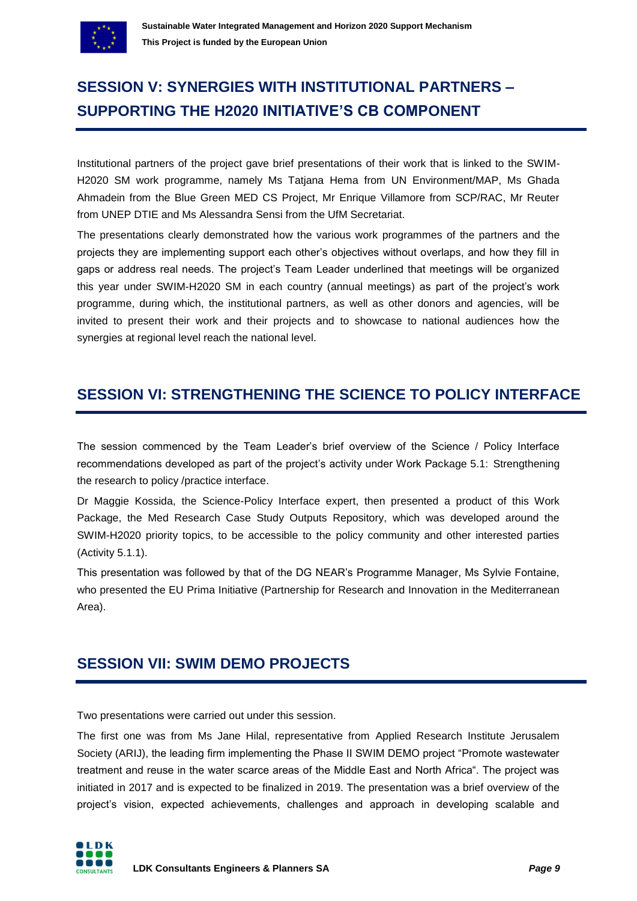## SESSION V: SYNERGIES WITH INSTITUTIONAL PARTNERS – SUPPORTING THE H2020 INITIATIVE'S CB COMPONENT

Institutional partners of the project gave brief presentations of their work that is linked to the SWIM-H2020 SM work programme, namely Ms Tatjana Hema from UN Environment/MAP, Ms Ghada Ahmadein from the Blue Green MED CS Project, Mr Enrique Villamore from SCP/RAC, Mr Reuter from UNEP DTIE and Ms Alessandra Sensi from the UfM Secretariat.

The presentations clearly demonstrated how the various work programmes of the partners and the projects they are implementing support each other's objectives without overlaps, and how they fill in gaps or address real needs. The project's Team Leader underlined that meetings will be organized this year under SWIM-H2020 SM in each country (annual meetings) as part of the project's work programme, during which, the institutional partners, as well as other donors and agencies, will be invited to present their work and their projects and to showcase to national audiences how the synergies at regional level reach the national level.

## SESSION VI: STRENGTHENING THE SCIENCE TO POLICY INTERFACE

The session commenced by the Team Leader's brief overview of the Science / Policy Interface recommendations developed as part of the project's activity under Work Package 5.1: Strengthening the research to policy /practice interface.

Dr Maggie Kossida, the Science-Policy Interface expert, then presented a product of this Work Package, the Med Research Case Study Outputs Repository, which was developed around the SWIM-H2020 priority topics, to be accessible to the policy community and other interested parties (Activity 5.1.1).

This presentation was followed by that of the DG NEAR's Programme Manager, Ms Sylvie Fontaine, who presented the EU Prima Initiative (Partnership for Research and Innovation in the Mediterranean Area).

## SESSION VII: SWIM DEMO PROJECTS

Two presentations were carried out under this session.

The first one was from Ms Jane Hilal, representative from Applied Research Institute Jerusalem Society (ARIJ), the leading firm implementing the Phase II SWIM DEMO project "Promote wastewater treatment and reuse in the water scarce areas of the Middle East and North Africa". The project was initiated in 2017 and is expected to be finalized in 2019. The presentation was a brief overview of the project's vision, expected achievements, challenges and approach in developing scalable and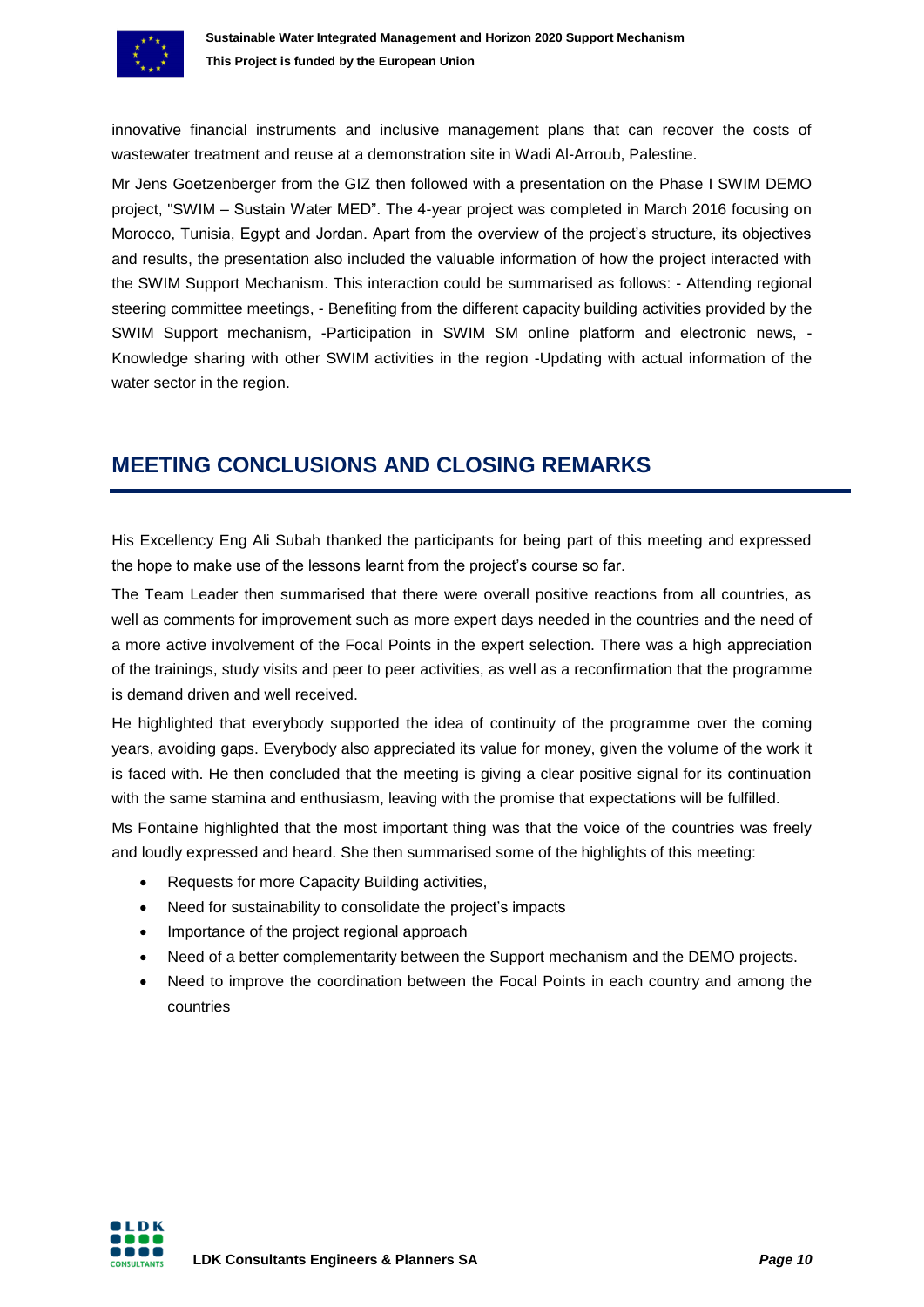innovative financial instruments and inclusive management plans that can recover the costs of wastewater treatment and reuse at a demonstration site in Wadi Al-Arroub, Palestine.

Mr Jens Goetzenberger from the GIZ then followed with a presentation on the Phase I SWIM DEMO project, "SWIM – Sustain Water MED". The 4-year project was completed in March 2016 focusing on Morocco, Tunisia, Egypt and Jordan. Apart from the overview of the project's structure, its objectives and results, the presentation also included the valuable information of how the project interacted with the SWIM Support Mechanism. This interaction could be summarised as follows: - Attending regional steering committee meetings, - Benefiting from the different capacity building activities provided by the SWIM Support mechanism, -Participation in SWIM SM online platform and electronic news, - Knowledge sharing with other SWIM activities in the region -Updating with actual information of the water sector in the region.

## MEETING CONCLUSIONS AND CLOSING REMARKS

His Excellency Eng Ali Subah thanked the participants for being part of this meeting and expressed the hope to make use of the lessons learnt from the project's course so far.

The Team Leader then summarised that there were overall positive reactions from all countries, as well as comments for improvement such as more expert days needed in the countries and the need of a more active involvement of the Focal Points in the expert selection. There was a high appreciation of the trainings, study visits and peer to peer activities, as well as a reconfirmation that the programme is demand driven and well received.

He highlighted that everybody supported the idea of continuity of the programme over the coming years, avoiding gaps. Everybody also appreciated its value for money, given the volume of the work it is faced with. He then concluded that the meeting is giving a clear positive signal for its continuation with the same stamina and enthusiasm, leaving with the promise that expectations will be fulfilled.

Ms Fontaine highlighted that the most important thing was that the voice of the countries was freely and loudly expressed and heard. She then summarised some of the highlights of this meeting:

- Requests for more Capacity Building activities,
- Need for sustainability to consolidate the project's impacts
- Importance of the project regional approach
- Need of a better complementarity between the Support mechanism and the DEMO projects.
- Need to improve the coordination between the Focal Points in each country and among the countries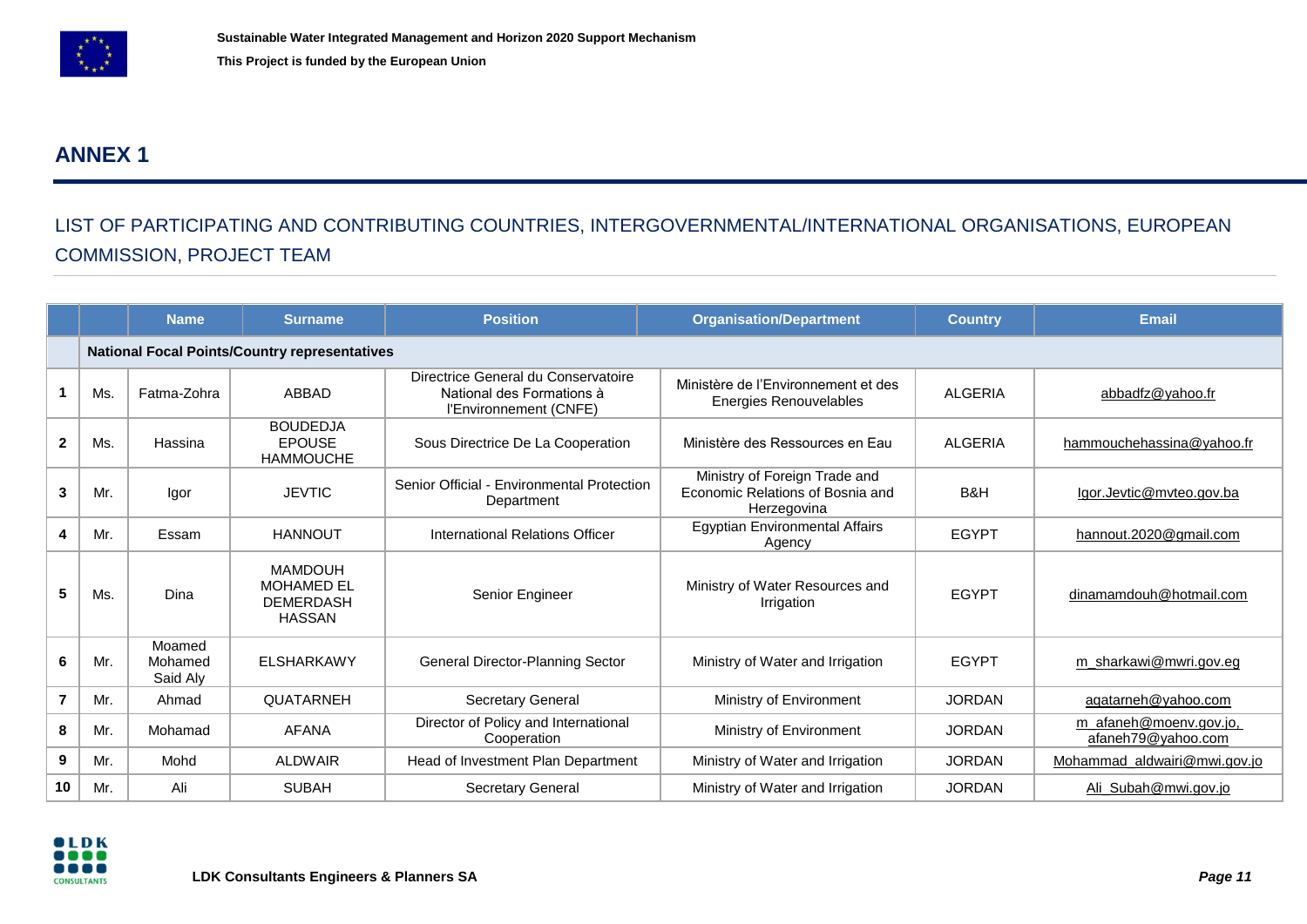## ANNEX 1

LIST OF PARTICIPATING AND CONTRIBUTING COUNTRIES, INTERGOVERNMENTAL/INTERNATIONAL ORGANISATIONS, EUROPEAN COMMISSION, PROJECT TEAM

| | | Name | Surname | Position | Organisation/Department | Country | Email |
|---|---|---|---|---|---|---|---|
| | **National Focal Points/Country representatives** | | | | | | |
| **1** | Ms. | Fatma-Zohra | ABBAD | Directrice General du Conservatoire National des Formations à l'Environnement (CNFE) | Ministère de l'Environnement et des Energies Renouvelables | ALGERIA | abbadfz@yahoo.fr |
| **2** | Ms. | Hassina | BOUDEDJA EPOUSE HAMMOUCHE | Sous Directrice De La Cooperation | Ministère des Ressources en Eau | ALGERIA | hammouchehassina@yahoo.fr |
| **3** | Mr. | Igor | JEVTIC | Senior Official - Environmental Protection Department | Ministry of Foreign Trade and Economic Relations of Bosnia and Herzegovina | B&H | Igor.Jevtic@mvteo.gov.ba |
| **4** | Mr. | Essam | HANNOUT | International Relations Officer | Egyptian Environmental Affairs Agency | EGYPT | hannout.2020@gmail.com |
| **5** | Ms. | Dina | MAMDOUH MOHAMED EL DEMERDASH HASSAN | Senior Engineer | Ministry of Water Resources and Irrigation | EGYPT | dinamamdouh@hotmail.com |
| **6** | Mr. | Moamed Mohamed Said Aly | ELSHARKAWY | General Director-Planning Sector | Ministry of Water and Irrigation | EGYPT | m_sharkawi@mwri.gov.eg |
| **7** | Mr. | Ahmad | QUATARNEH | Secretary General | Ministry of Environment | JORDAN | aqatarneh@yahoo.com |
| **8** | Mr. | Mohamad | AFANA | Director of Policy and International Cooperation | Ministry of Environment | JORDAN | m_afaneh@moenv.gov.jo, afaneh79@yahoo.com |
| **9** | Mr. | Mohd | ALDWAIR | Head of Investment Plan Department | Ministry of Water and Irrigation | JORDAN | Mohammad_aldwairi@mwi.gov.jo |
| **10** | Mr. | Ali | SUBAH | Secretary General | Ministry of Water and Irrigation | JORDAN | Ali_Subah@mwi.gov.jo |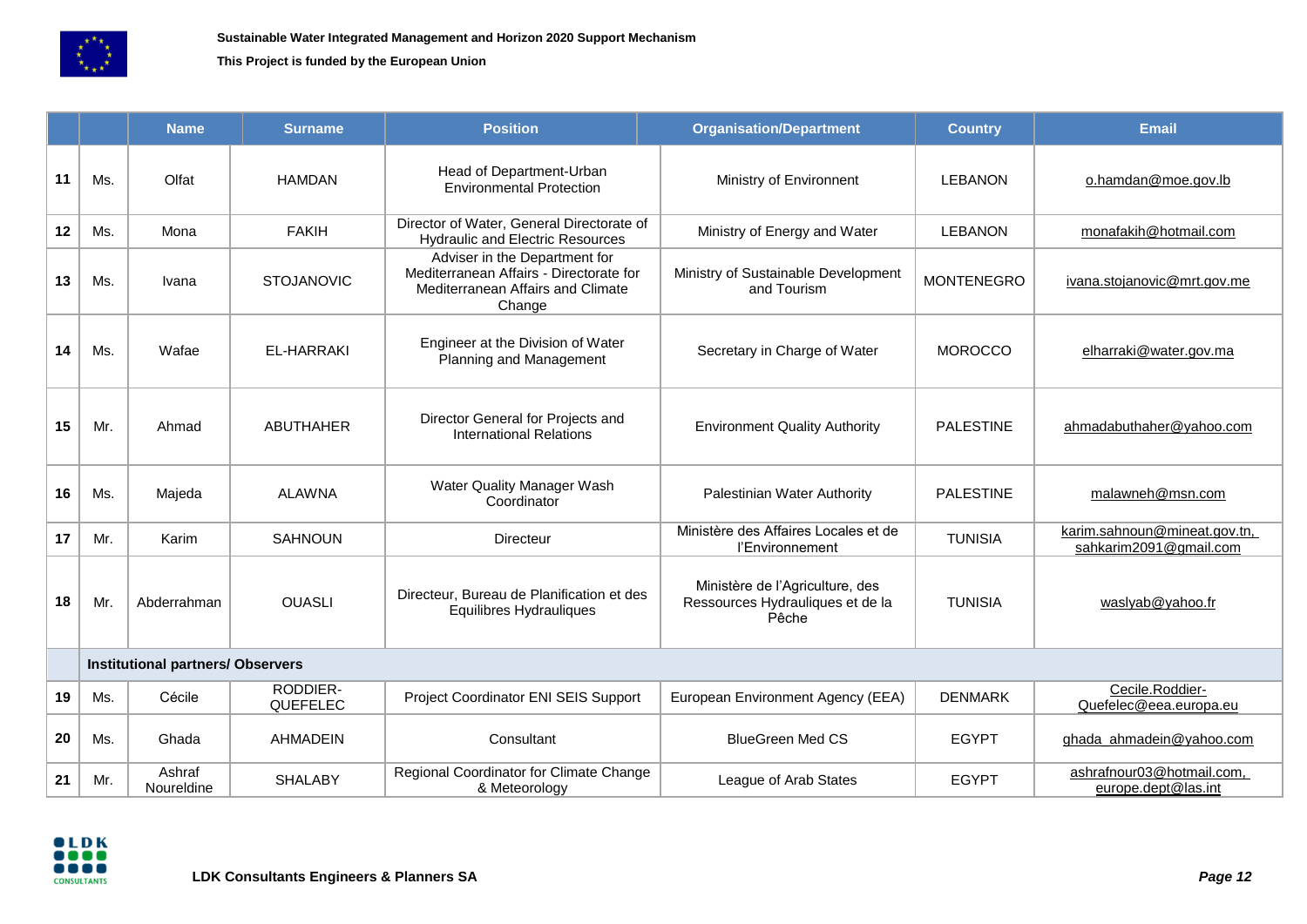|  |  | Name | Surname | Position | Organisation/Department | Country | Email |
|---|---|---|---|---|---|---|---|
| 11 | Ms. | Olfat | HAMDAN | Head of Department-Urban Environmental Protection | Ministry of Environnent | LEBANON | o.hamdan@moe.gov.lb |
| 12 | Ms. | Mona | FAKIH | Director of Water, General Directorate of Hydraulic and Electric Resources | Ministry of Energy and Water | LEBANON | monafakih@hotmail.com |
| 13 | Ms. | Ivana | STOJANOVIC | Adviser in the Department for Mediterranean Affairs - Directorate for Mediterranean Affairs and Climate Change | Ministry of Sustainable Development and Tourism | MONTENEGRO | ivana.stojanovic@mrt.gov.me |
| 14 | Ms. | Wafae | EL-HARRAKI | Engineer at the Division of Water Planning and Management | Secretary in Charge of Water | MOROCCO | elharraki@water.gov.ma |
| 15 | Mr. | Ahmad | ABUTHAHER | Director General for Projects and International Relations | Environment Quality Authority | PALESTINE | ahmadabuthaher@yahoo.com |
| 16 | Ms. | Majeda | ALAWNA | Water Quality Manager Wash Coordinator | Palestinian Water Authority | PALESTINE | malawneh@msn.com |
| 17 | Mr. | Karim | SAHNOUN | Directeur | Ministère des Affaires Locales et de l'Environnement | TUNISIA | karim.sahnoun@mineat.gov.tn, sahkarim2091@gmail.com |
| 18 | Mr. | Abderrahman | OUASLI | Directeur, Bureau de Planification et des Equilibres Hydrauliques | Ministère de l'Agriculture, des Ressources Hydrauliques et de la Pêche | TUNISIA | waslyab@yahoo.fr |
|  | **Institutional partners/ Observers** |  |  |  |  |  |  |
| 19 | Ms. | Cécile | RODDIER-QUEFELEC | Project Coordinator ENI SEIS Support | European Environment Agency (EEA) | DENMARK | Cecile.Roddier-Quefelec@eea.europa.eu |
| 20 | Ms. | Ghada | AHMADEIN | Consultant | BlueGreen Med CS | EGYPT | ghada_ahmadein@yahoo.com |
| 21 | Mr. | Ashraf Noureldine | SHALABY | Regional Coordinator for Climate Change & Meteorology | League of Arab States | EGYPT | ashrafnour03@hotmail.com, europe.dept@las.int |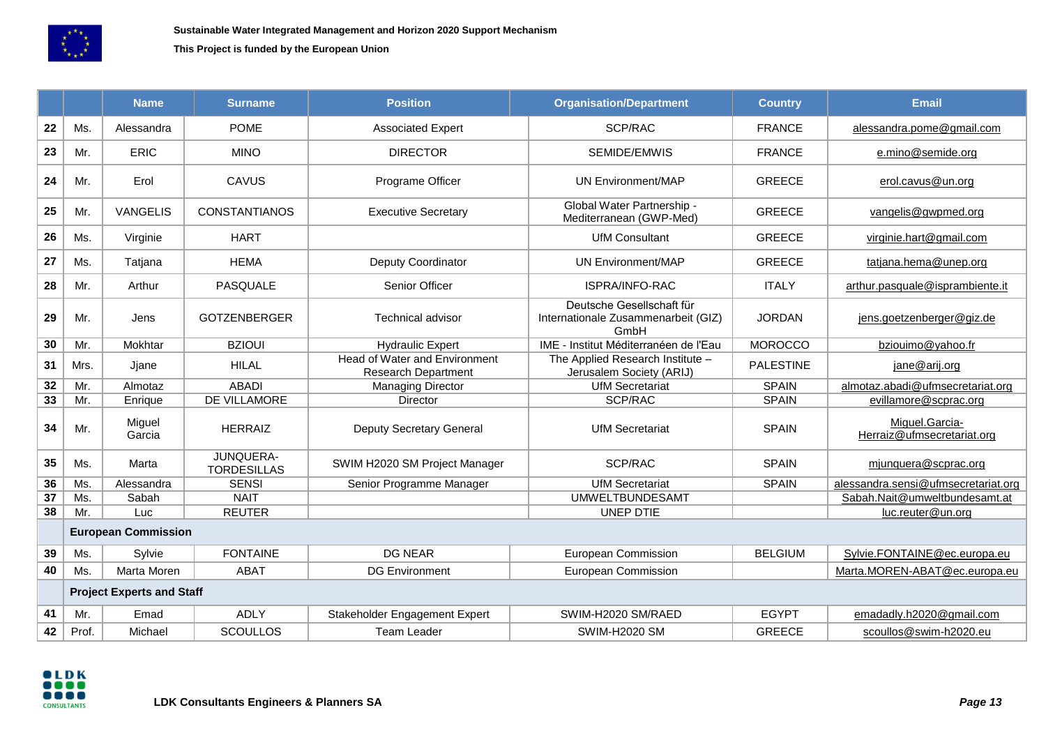Sustainable Water Integrated Management and Horizon 2020 Support Mechanism

This Project is funded by the European Union

| | | Name | Surname | Position | Organisation/Department | Country | Email |
|---|---|---|---|---|---|---|---|
| 22 | Ms. | Alessandra | POME | Associated Expert | SCP/RAC | FRANCE | alessandra.pome@gmail.com |
| 23 | Mr. | ERIC | MINO | DIRECTOR | SEMIDE/EMWIS | FRANCE | e.mino@semide.org |
| 24 | Mr. | Erol | CAVUS | Programe Officer | UN Environment/MAP | GREECE | erol.cavus@un.org |
| 25 | Mr. | VANGELIS | CONSTANTIANOS | Executive Secretary | Global Water Partnership - Mediterranean (GWP-Med) | GREECE | vangelis@gwpmed.org |
| 26 | Ms. | Virginie | HART | | UfM Consultant | GREECE | virginie.hart@gmail.com |
| 27 | Ms. | Tatjana | HEMA | Deputy Coordinator | UN Environment/MAP | GREECE | tatjana.hema@unep.org |
| 28 | Mr. | Arthur | PASQUALE | Senior Officer | ISPRA/INFO-RAC | ITALY | arthur.pasquale@isprambiente.it |
| 29 | Mr. | Jens | GOTZENBERGER | Technical advisor | Deutsche Gesellschaft für Internationale Zusammenarbeit (GIZ) GmbH | JORDAN | jens.goetzenberger@giz.de |
| 30 | Mr. | Mokhtar | BZIOUI | Hydraulic Expert | IME - Institut Méditerranéen de l'Eau | MOROCCO | bziouimo@yahoo.fr |
| 31 | Mrs. | Jjane | HILAL | Head of Water and Environment Research Department | The Applied Research Institute – Jerusalem Society (ARIJ) | PALESTINE | jane@arij.org |
| 32 | Mr. | Almotaz | ABADI | Managing Director | UfM Secretariat | SPAIN | almotaz.abadi@ufmsecretariat.org |
| 33 | Mr. | Enrique | DE VILLAMORE | Director | SCP/RAC | SPAIN | evillamore@scprac.org |
| 34 | Mr. | Miguel Garcia | HERRAIZ | Deputy Secretary General | UfM Secretariat | SPAIN | Miguel.Garcia-Herraiz@ufmsecretariat.org |
| 35 | Ms. | Marta | JUNQUERA-TORDESILLAS | SWIM H2020 SM Project Manager | SCP/RAC | SPAIN | mjunquera@scprac.org |
| 36 | Ms. | Alessandra | SENSI | Senior Programme Manager | UfM Secretariat | SPAIN | alessandra.sensi@ufmsecretariat.org |
| 37 | Ms. | Sabah | NAIT | | UMWELTBUNDESAMT | | Sabah.Nait@umweltbundesamt.at |
| 38 | Mr. | Luc | REUTER | | UNEP DTIE | | luc.reuter@un.org |
| | **European Commission** | | | | | | |
| 39 | Ms. | Sylvie | FONTAINE | DG NEAR | European Commission | BELGIUM | Sylvie.FONTAINE@ec.europa.eu |
| 40 | Ms. | Marta Moren | ABAT | DG Environment | European Commission | | Marta.MOREN-ABAT@ec.europa.eu |
| | **Project Experts and Staff** | | | | | | |
| 41 | Mr. | Emad | ADLY | Stakeholder Engagement Expert | SWIM-H2020 SM/RAED | EGYPT | emadadly.h2020@gmail.com |
| 42 | Prof. | Michael | SCOULLOS | Team Leader | SWIM-H2020 SM | GREECE | scoullos@swim-h2020.eu |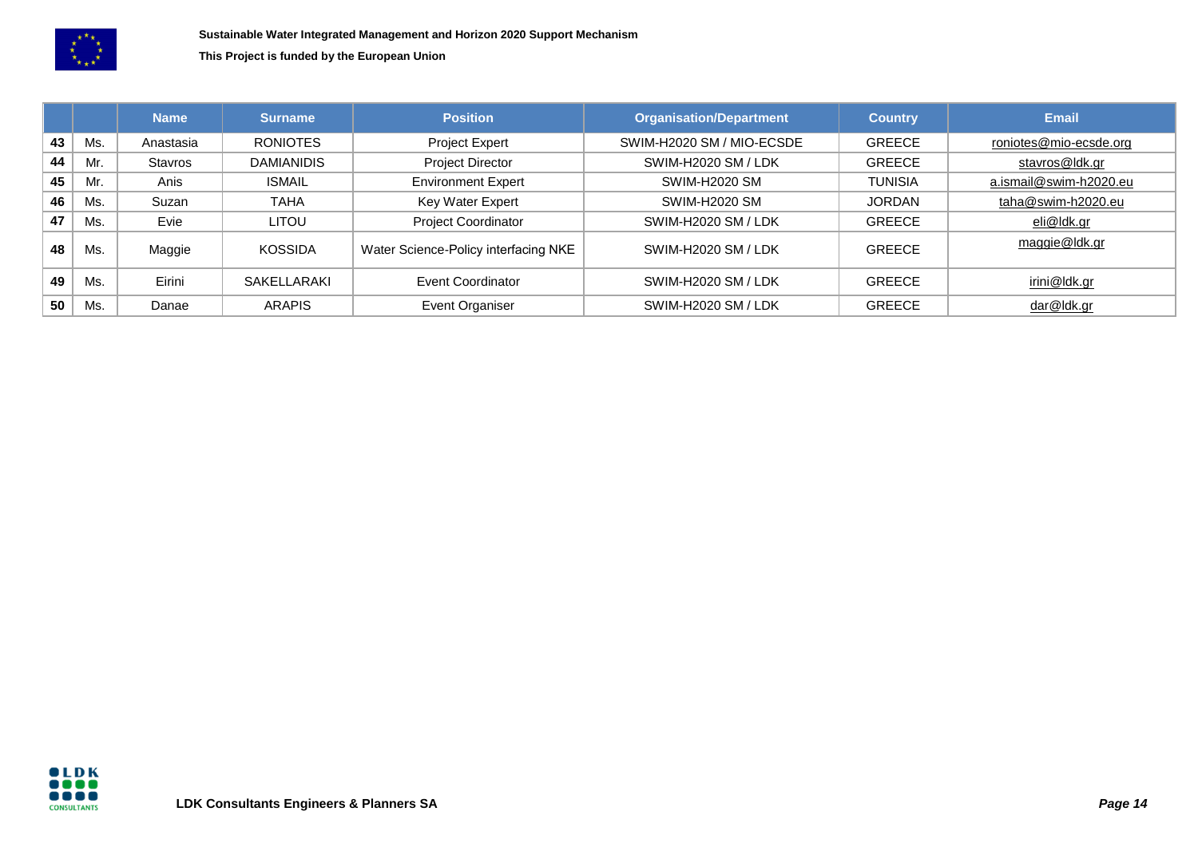| | | Name | Surname | Position | Organisation/Department | Country | Email |
|---|---|---|---|---|---|---|---|
| 43 | Ms. | Anastasia | RONIOTES | Project Expert | SWIM-H2020 SM / MIO-ECSDE | GREECE | roniotes@mio-ecsde.org |
| 44 | Mr. | Stavros | DAMIANIDIS | Project Director | SWIM-H2020 SM / LDK | GREECE | stavros@ldk.gr |
| 45 | Mr. | Anis | ISMAIL | Environment Expert | SWIM-H2020 SM | TUNISIA | a.ismail@swim-h2020.eu |
| 46 | Ms. | Suzan | TAHA | Key Water Expert | SWIM-H2020 SM | JORDAN | taha@swim-h2020.eu |
| 47 | Ms. | Evie | LITOU | Project Coordinator | SWIM-H2020 SM / LDK | GREECE | eli@ldk.gr |
| 48 | Ms. | Maggie | KOSSIDA | Water Science-Policy interfacing NKE | SWIM-H2020 SM / LDK | GREECE | maggie@ldk.gr |
| 49 | Ms. | Eirini | SAKELLARAKI | Event Coordinator | SWIM-H2020 SM / LDK | GREECE | irini@ldk.gr |
| 50 | Ms. | Danae | ARAPIS | Event Organiser | SWIM-H2020 SM / LDK | GREECE | dar@ldk.gr |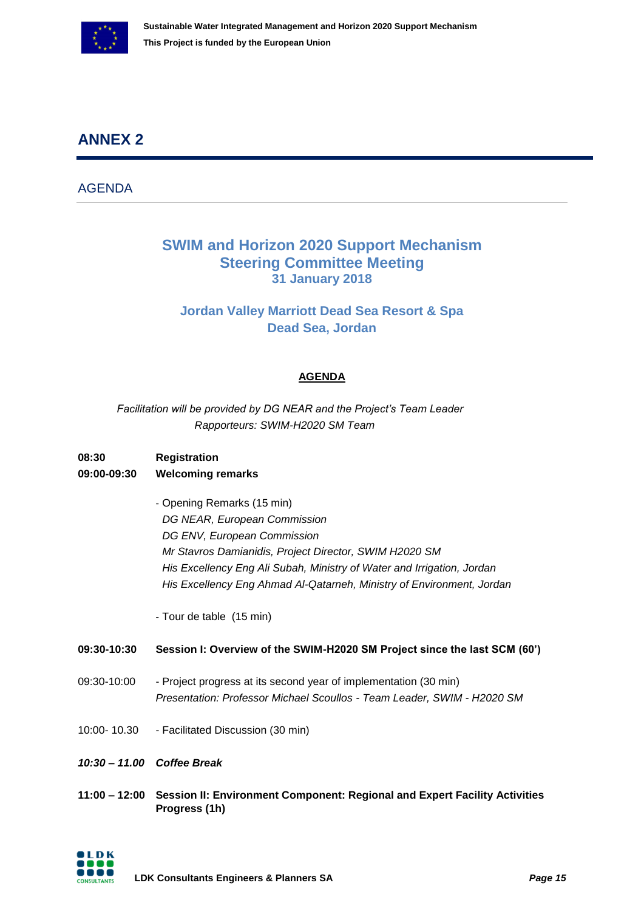# ANNEX 2

## AGENDA

### SWIM and Horizon 2020 Support Mechanism
### Steering Committee Meeting
### 31 January 2018

### Jordan Valley Marriott Dead Sea Resort & Spa
### Dead Sea, Jordan

**AGENDA**

*Facilitation will be provided by DG NEAR and the Project's Team Leader*
*Rapporteurs: SWIM-H2020 SM Team*

**08:30** **Registration**

**09:00-09:30** **Welcoming remarks**

- Opening Remarks (15 min)
  *DG NEAR, European Commission*
  *DG ENV, European Commission*
  *Mr Stavros Damianidis, Project Director, SWIM H2020 SM*
  *His Excellency Eng Ali Subah, Ministry of Water and Irrigation, Jordan*
  *His Excellency Eng Ahmad Al-Qatarneh, Ministry of Environment, Jordan*

- Tour de table (15 min)

**09:30-10:30** **Session I: Overview of the SWIM-H2020 SM Project since the last SCM (60')**

09:30-10:00 - Project progress at its second year of implementation (30 min)
*Presentation: Professor Michael Scoullos - Team Leader, SWIM - H2020 SM*

10:00- 10.30 - Facilitated Discussion (30 min)

***10:30 – 11.00*** ***Coffee Break***

**11:00 – 12:00** **Session II: Environment Component: Regional and Expert Facility Activities Progress (1h)**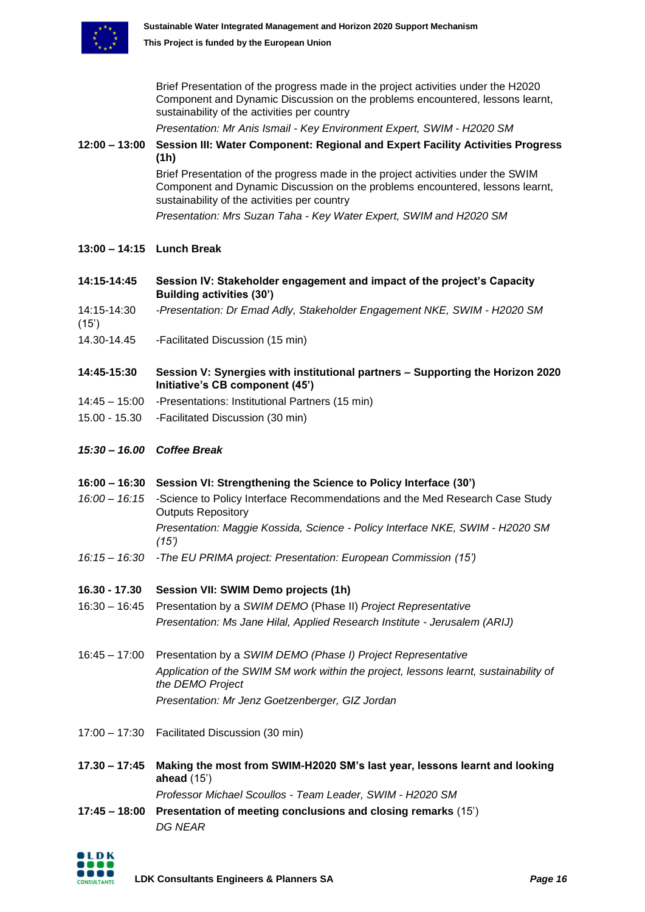Brief Presentation of the progress made in the project activities under the H2020 Component and Dynamic Discussion on the problems encountered, lessons learnt, sustainability of the activities per country

*Presentation: Mr Anis Ismail - Key Environment Expert, SWIM - H2020 SM*

**12:00 – 13:00 Session III: Water Component: Regional and Expert Facility Activities Progress (1h)**

Brief Presentation of the progress made in the project activities under the SWIM Component and Dynamic Discussion on the problems encountered, lessons learnt, sustainability of the activities per country

*Presentation: Mrs Suzan Taha - Key Water Expert, SWIM and H2020 SM*

**13:00 – 14:15 Lunch Break**

**14:15-14:45 Session IV: Stakeholder engagement and impact of the project's Capacity Building activities (30')**

14:15-14:30 (15') *-Presentation: Dr Emad Adly, Stakeholder Engagement NKE, SWIM - H2020 SM*

14.30-14.45 -Facilitated Discussion (15 min)

**14:45-15:30 Session V: Synergies with institutional partners – Supporting the Horizon 2020 Initiative's CB component (45')**

14:45 – 15:00 -Presentations: Institutional Partners (15 min)

15.00 - 15.30 -Facilitated Discussion (30 min)

***15:30 – 16.00 Coffee Break***

**16:00 – 16:30 Session VI: Strengthening the Science to Policy Interface (30')**

*16:00 – 16:15* -Science to Policy Interface Recommendations and the Med Research Case Study Outputs Repository

*Presentation: Maggie Kossida, Science - Policy Interface NKE, SWIM - H2020 SM (15')*

*16:15 – 16:30 -The EU PRIMA project: Presentation: European Commission (15')*

**16.30 - 17.30 Session VII: SWIM Demo projects (1h)**

16:30 – 16:45 Presentation by a *SWIM DEMO* (Phase II) *Project Representative*

*Presentation: Ms Jane Hilal, Applied Research Institute - Jerusalem (ARIJ)*

16:45 – 17:00 Presentation by a *SWIM DEMO (Phase I) Project Representative*

*Application of the SWIM SM work within the project, lessons learnt, sustainability of the DEMO Project*

*Presentation: Mr Jenz Goetzenberger, GIZ Jordan*

17:00 – 17:30 Facilitated Discussion (30 min)

**17.30 – 17:45 Making the most from SWIM-H2020 SM's last year, lessons learnt and looking ahead** (15')

*Professor Michael Scoullos - Team Leader, SWIM - H2020 SM*

**17:45 – 18:00 Presentation of meeting conclusions and closing remarks** (15')

*DG NEAR*